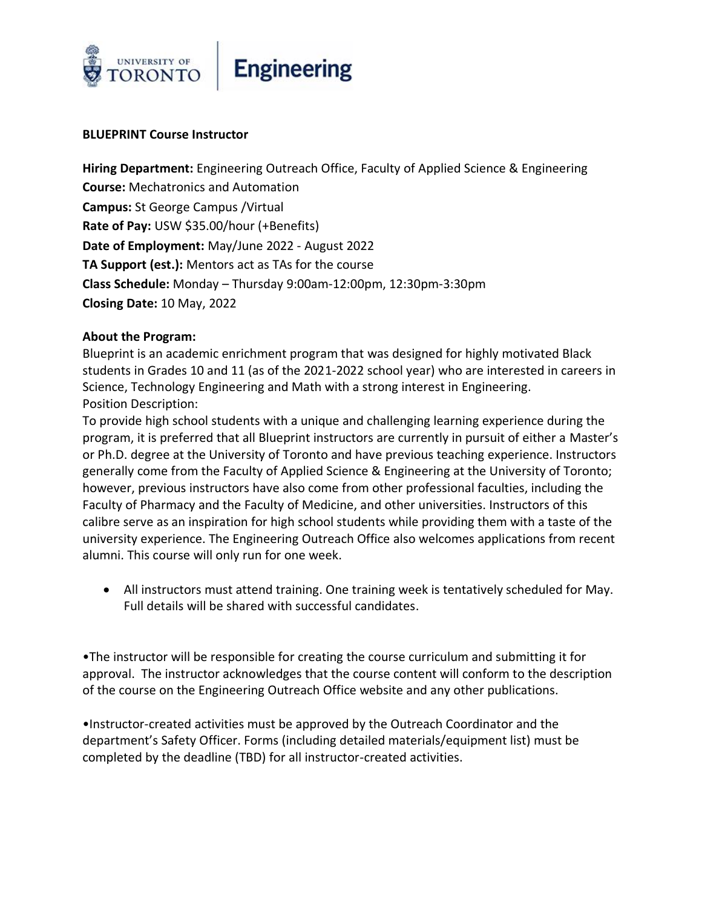**BLUEPRINT Course Instructor**

**Hiring Department:** Engineering Outreach Office, Faculty of Applied Science & Engineering
**Course:** Mechatronics and Automation
**Campus:** St George Campus /Virtual
**Rate of Pay:** USW $35.00/hour (+Benefits)
**Date of Employment:** May/June 2022 - August 2022
**TA Support (est.):** Mentors act as TAs for the course
**Class Schedule:** Monday – Thursday 9:00am-12:00pm, 12:30pm-3:30pm
**Closing Date:** 10 May, 2022

**About the Program:**
Blueprint is an academic enrichment program that was designed for highly motivated Black students in Grades 10 and 11 (as of the 2021-2022 school year) who are interested in careers in Science, Technology Engineering and Math with a strong interest in Engineering.
Position Description:
To provide high school students with a unique and challenging learning experience during the program, it is preferred that all Blueprint instructors are currently in pursuit of either a Master's or Ph.D. degree at the University of Toronto and have previous teaching experience. Instructors generally come from the Faculty of Applied Science & Engineering at the University of Toronto; however, previous instructors have also come from other professional faculties, including the Faculty of Pharmacy and the Faculty of Medicine, and other universities. Instructors of this calibre serve as an inspiration for high school students while providing them with a taste of the university experience. The Engineering Outreach Office also welcomes applications from recent alumni. This course will only run for one week.

- All instructors must attend training. One training week is tentatively scheduled for May. Full details will be shared with successful candidates.

•The instructor will be responsible for creating the course curriculum and submitting it for approval. The instructor acknowledges that the course content will conform to the description of the course on the Engineering Outreach Office website and any other publications.

•Instructor-created activities must be approved by the Outreach Coordinator and the department's Safety Officer. Forms (including detailed materials/equipment list) must be completed by the deadline (TBD) for all instructor-created activities.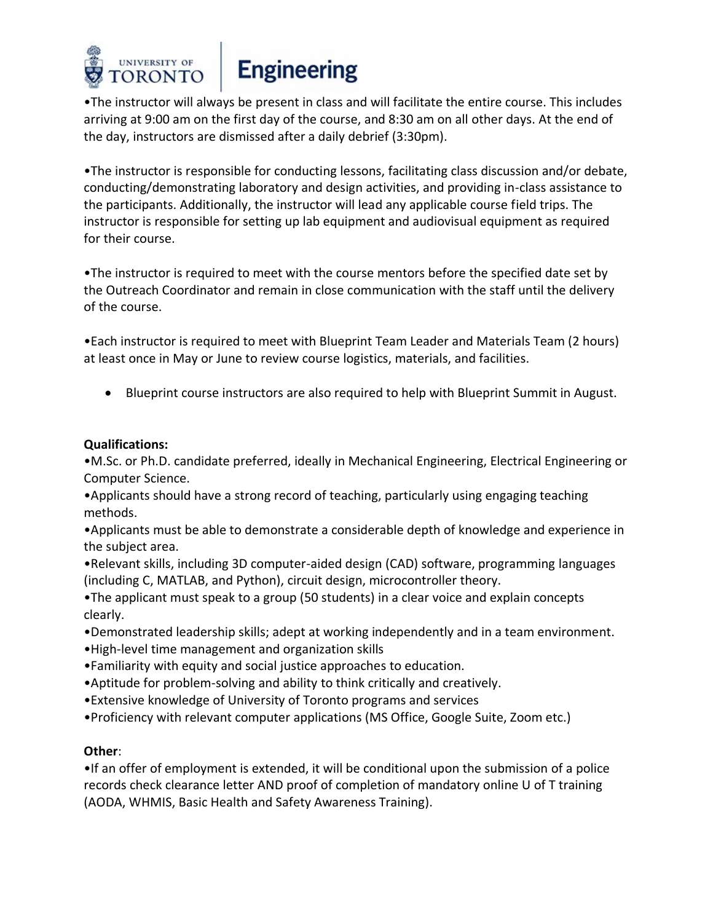•The instructor will always be present in class and will facilitate the entire course. This includes arriving at 9:00 am on the first day of the course, and 8:30 am on all other days. At the end of the day, instructors are dismissed after a daily debrief (3:30pm).

•The instructor is responsible for conducting lessons, facilitating class discussion and/or debate, conducting/demonstrating laboratory and design activities, and providing in-class assistance to the participants. Additionally, the instructor will lead any applicable course field trips. The instructor is responsible for setting up lab equipment and audiovisual equipment as required for their course.

•The instructor is required to meet with the course mentors before the specified date set by the Outreach Coordinator and remain in close communication with the staff until the delivery of the course.

•Each instructor is required to meet with Blueprint Team Leader and Materials Team (2 hours) at least once in May or June to review course logistics, materials, and facilities.

- Blueprint course instructors are also required to help with Blueprint Summit in August.

**Qualifications:**

•M.Sc. or Ph.D. candidate preferred, ideally in Mechanical Engineering, Electrical Engineering or Computer Science.

•Applicants should have a strong record of teaching, particularly using engaging teaching methods.

•Applicants must be able to demonstrate a considerable depth of knowledge and experience in the subject area.

•Relevant skills, including 3D computer-aided design (CAD) software, programming languages (including C, MATLAB, and Python), circuit design, microcontroller theory.

•The applicant must speak to a group (50 students) in a clear voice and explain concepts clearly.

•Demonstrated leadership skills; adept at working independently and in a team environment.

•High-level time management and organization skills

•Familiarity with equity and social justice approaches to education.

•Aptitude for problem-solving and ability to think critically and creatively.

•Extensive knowledge of University of Toronto programs and services

•Proficiency with relevant computer applications (MS Office, Google Suite, Zoom etc.)

**Other**:

•If an offer of employment is extended, it will be conditional upon the submission of a police records check clearance letter AND proof of completion of mandatory online U of T training (AODA, WHMIS, Basic Health and Safety Awareness Training).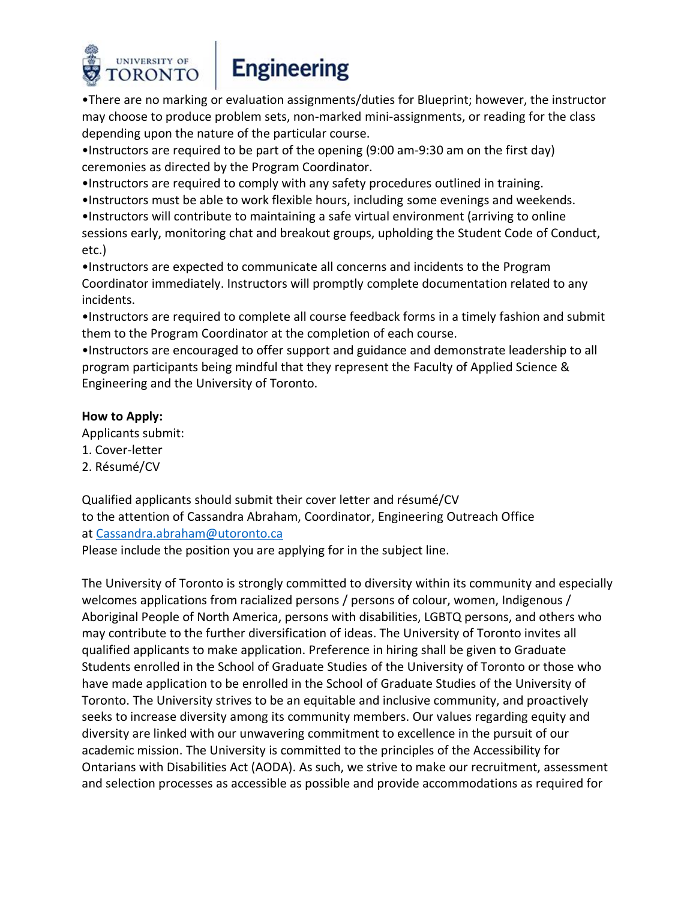•There are no marking or evaluation assignments/duties for Blueprint; however, the instructor may choose to produce problem sets, non-marked mini-assignments, or reading for the class depending upon the nature of the particular course.
•Instructors are required to be part of the opening (9:00 am-9:30 am on the first day) ceremonies as directed by the Program Coordinator.
•Instructors are required to comply with any safety procedures outlined in training.
•Instructors must be able to work flexible hours, including some evenings and weekends.
•Instructors will contribute to maintaining a safe virtual environment (arriving to online sessions early, monitoring chat and breakout groups, upholding the Student Code of Conduct, etc.)
•Instructors are expected to communicate all concerns and incidents to the Program Coordinator immediately. Instructors will promptly complete documentation related to any incidents.
•Instructors are required to complete all course feedback forms in a timely fashion and submit them to the Program Coordinator at the completion of each course.
•Instructors are encouraged to offer support and guidance and demonstrate leadership to all program participants being mindful that they represent the Faculty of Applied Science & Engineering and the University of Toronto.

**How to Apply:**

Applicants submit:

1. Cover-letter
2. Résumé/CV

Qualified applicants should submit their cover letter and résumé/CV to the attention of Cassandra Abraham, Coordinator, Engineering Outreach Office at Cassandra.abraham@utoronto.ca
Please include the position you are applying for in the subject line.

The University of Toronto is strongly committed to diversity within its community and especially welcomes applications from racialized persons / persons of colour, women, Indigenous / Aboriginal People of North America, persons with disabilities, LGBTQ persons, and others who may contribute to the further diversification of ideas. The University of Toronto invites all qualified applicants to make application. Preference in hiring shall be given to Graduate Students enrolled in the School of Graduate Studies of the University of Toronto or those who have made application to be enrolled in the School of Graduate Studies of the University of Toronto. The University strives to be an equitable and inclusive community, and proactively seeks to increase diversity among its community members. Our values regarding equity and diversity are linked with our unwavering commitment to excellence in the pursuit of our academic mission. The University is committed to the principles of the Accessibility for Ontarians with Disabilities Act (AODA). As such, we strive to make our recruitment, assessment and selection processes as accessible as possible and provide accommodations as required for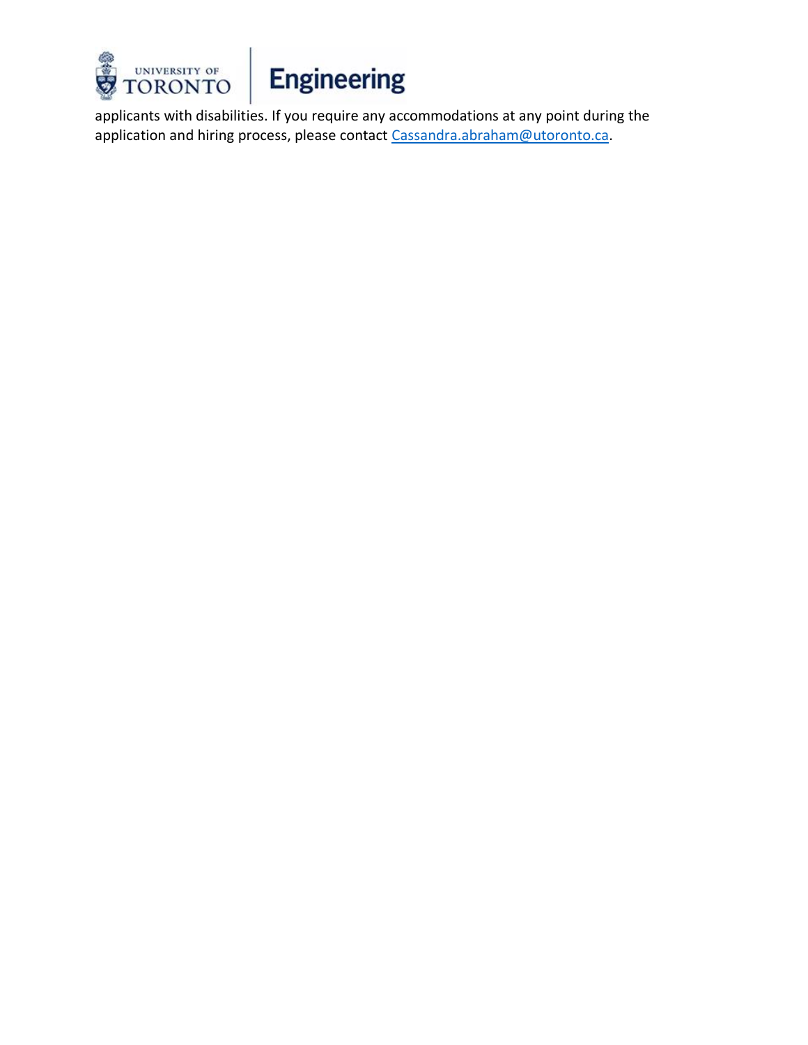applicants with disabilities. If you require any accommodations at any point during the application and hiring process, please contact [Cassandra.abraham@utoronto.ca](mailto:Cassandra.abraham@utoronto.ca).